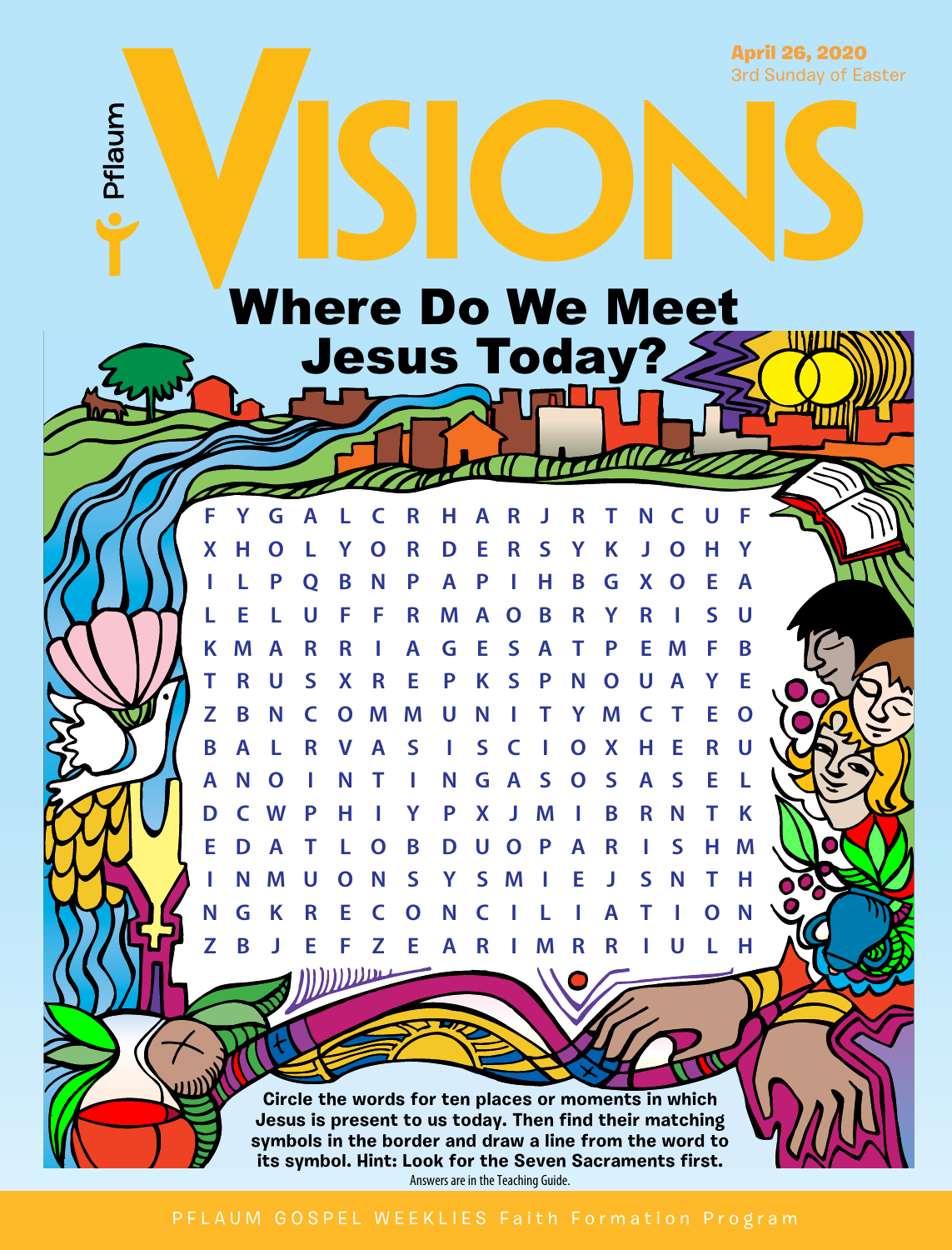Pflaum

# VISIONS

April 26, 2020
3rd Sunday of Easter

## Where Do We Meet Jesus Today?

```
F Y G A L C R H A R J R T N C U F
X H O L Y O R D E R S Y K J O H Y
I L P Q B N P A P I H B G X O E A
L E L U F F R M A O B R Y R I S U
K M A R R I A G E S A T P E M F B
T R U S X R E P K S P N O U A Y E
Z B N C O M M U N I T Y M C T E O
B A L R V A S I S C I O X H E R U
A N O I N T I N G A S O S A S E L
D C W P H I Y P X J M I B R N T K
E D A T L O B D U O P A R I S H M
I N M U O N S Y S M I E J S N T H
N G K R E C O N C I L I A T I O N
Z B J E F Z E A R I M R R I U L H
```

**Circle the words for ten places or moments in which Jesus is present to us today. Then find their matching symbols in the border and draw a line from the word to its symbol. Hint: Look for the Seven Sacraments first.**

Answers are in the Teaching Guide.

PFLAUM GOSPEL WEEKLIES Faith Formation Program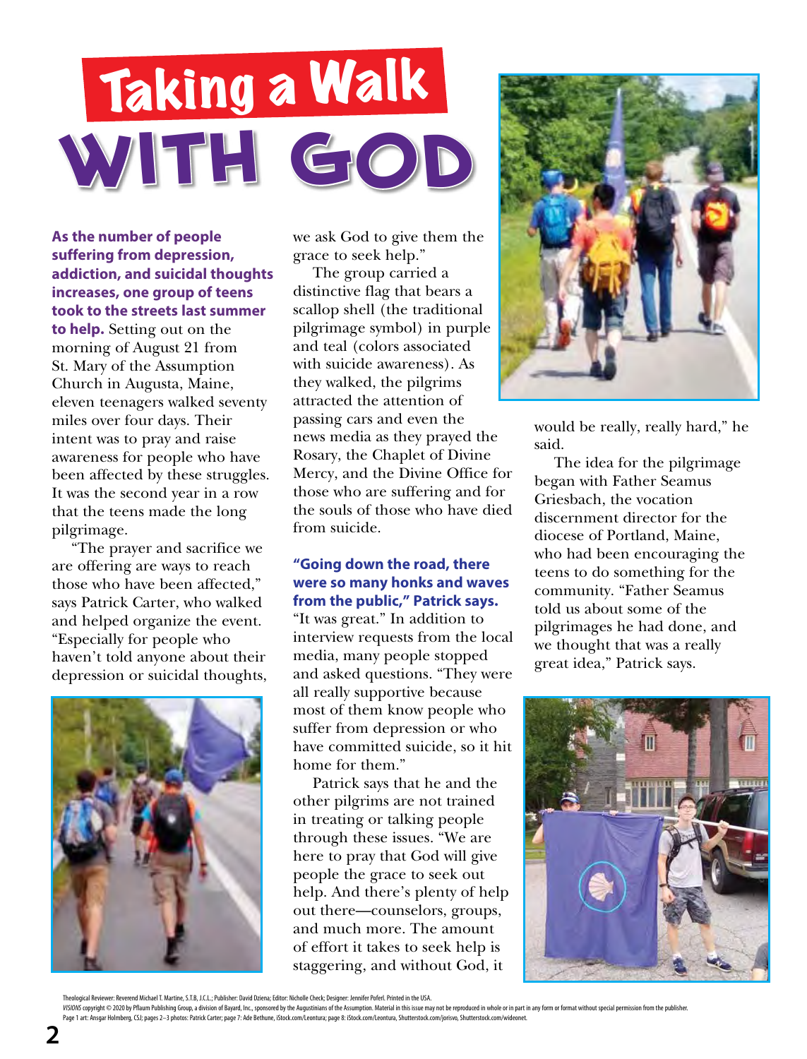# Taking a Walk WITH GOD

**As the number of people suffering from depression, addiction, and suicidal thoughts increases, one group of teens took to the streets last summer to help.** Setting out on the morning of August 21 from St. Mary of the Assumption Church in Augusta, Maine, eleven teenagers walked seventy miles over four days. Their intent was to pray and raise awareness for people who have been affected by these struggles. It was the second year in a row that the teens made the long pilgrimage.

"The prayer and sacrifice we are offering are ways to reach those who have been affected," says Patrick Carter, who walked and helped organize the event. "Especially for people who haven't told anyone about their depression or suicidal thoughts, we ask God to give them the grace to seek help."

The group carried a distinctive flag that bears a scallop shell (the traditional pilgrimage symbol) in purple and teal (colors associated with suicide awareness). As they walked, the pilgrims attracted the attention of passing cars and even the news media as they prayed the Rosary, the Chaplet of Divine Mercy, and the Divine Office for those who are suffering and for the souls of those who have died from suicide.

**"Going down the road, there were so many honks and waves from the public," Patrick says.** "It was great." In addition to interview requests from the local media, many people stopped and asked questions. "They were all really supportive because most of them know people who suffer from depression or who have committed suicide, so it hit home for them."

Patrick says that he and the other pilgrims are not trained in treating or talking people through these issues. "We are here to pray that God will give people the grace to seek out help. And there's plenty of help out there—counselors, groups, and much more. The amount of effort it takes to seek help is staggering, and without God, it would be really, really hard," he said.

The idea for the pilgrimage began with Father Seamus Griesbach, the vocation discernment director for the diocese of Portland, Maine, who had been encouraging the teens to do something for the community. "Father Seamus told us about some of the pilgrimages he had done, and we thought that was a really great idea," Patrick says.

Theological Reviewer: Reverend Michael T. Martine, S.T.B, J.C.L.; Publisher: David Dziena; Editor: Nicholle Check; Designer: Jennifer Poferl. Printed in the USA.
*VISIONS* copyright © 2020 by Pflaum Publishing Group, a division of Bayard, Inc., sponsored by the Augustinians of the Assumption. Material in this issue may not be reproduced in whole or in part in any form or format without special permission from the publisher.
Page 1 art: Ansgar Holmberg, CSJ; pages 2–3 photos: Patrick Carter; page 7: Ade Bethune, iStock.com/Leontura; page 8: iStock.com/Leontura, Shutterstock.com/jorisvo, Shutterstock.com/wideonet.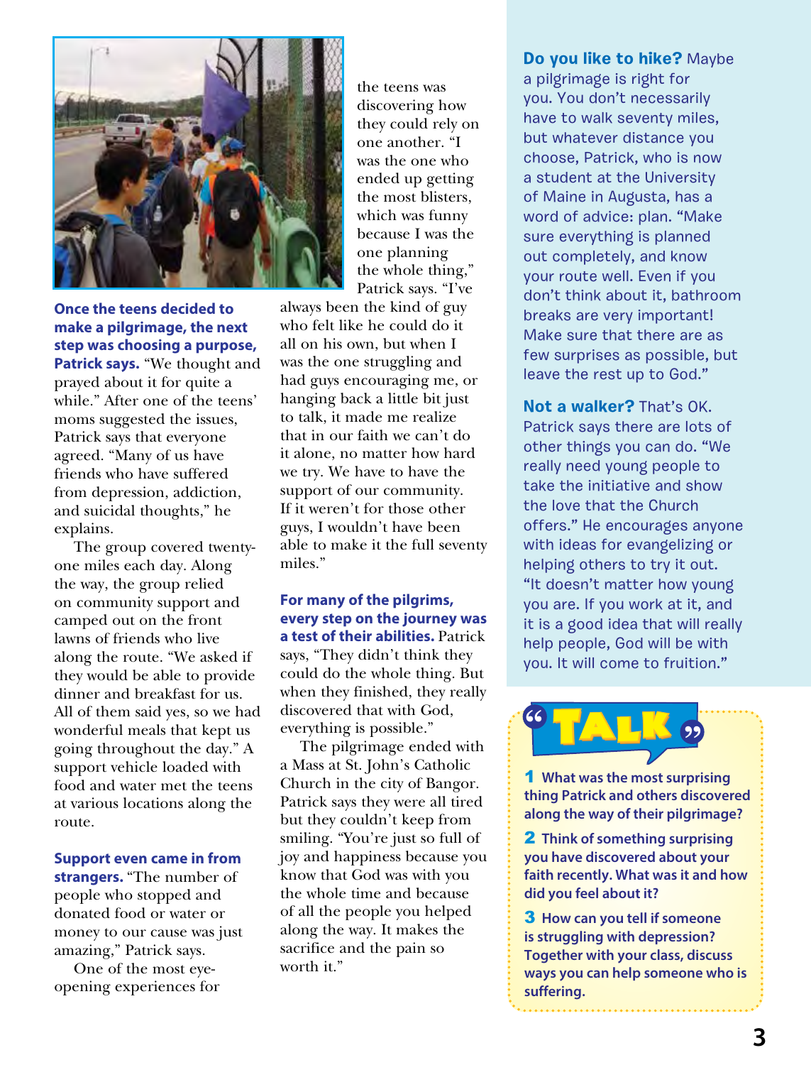**Once the teens decided to make a pilgrimage, the next step was choosing a purpose, Patrick says.** "We thought and prayed about it for quite a while." After one of the teens' moms suggested the issues, Patrick says that everyone agreed. "Many of us have friends who have suffered from depression, addiction, and suicidal thoughts," he explains.

The group covered twenty-one miles each day. Along the way, the group relied on community support and camped out on the front lawns of friends who live along the route. "We asked if they would be able to provide dinner and breakfast for us. All of them said yes, so we had wonderful meals that kept us going throughout the day." A support vehicle loaded with food and water met the teens at various locations along the route.

**Support even came in from strangers.** "The number of people who stopped and donated food or water or money to our cause was just amazing," Patrick says.

One of the most eye-opening experiences for the teens was discovering how they could rely on one another. "I was the one who ended up getting the most blisters, which was funny because I was the one planning the whole thing," Patrick says. "I've always been the kind of guy who felt like he could do it all on his own, but when I was the one struggling and had guys encouraging me, or hanging back a little bit just to talk, it made me realize that in our faith we can't do it alone, no matter how hard we try. We have to have the support of our community. If it weren't for those other guys, I wouldn't have been able to make it the full seventy miles."

**For many of the pilgrims, every step on the journey was a test of their abilities.** Patrick says, "They didn't think they could do the whole thing. But when they finished, they really discovered that with God, everything is possible."

The pilgrimage ended with a Mass at St. John's Catholic Church in the city of Bangor. Patrick says they were all tired but they couldn't keep from smiling. "You're just so full of joy and happiness because you know that God was with you the whole time and because of all the people you helped along the way. It makes the sacrifice and the pain so worth it."

**Do you like to hike?** Maybe a pilgrimage is right for you. You don't necessarily have to walk seventy miles, but whatever distance you choose, Patrick, who is now a student at the University of Maine in Augusta, has a word of advice: plan. "Make sure everything is planned out completely, and know your route well. Even if you don't think about it, bathroom breaks are very important! Make sure that there are as few surprises as possible, but leave the rest up to God."

**Not a walker?** That's OK. Patrick says there are lots of other things you can do. "We really need young people to take the initiative and show the love that the Church offers." He encourages anyone with ideas for evangelizing or helping others to try it out. "It doesn't matter how young you are. If you work at it, and it is a good idea that will really help people, God will be with you. It will come to fruition."

## "TALK"

**1** **What was the most surprising thing Patrick and others discovered along the way of their pilgrimage?**

**2** **Think of something surprising you have discovered about your faith recently. What was it and how did you feel about it?**

**3** **How can you tell if someone is struggling with depression? Together with your class, discuss ways you can help someone who is suffering.**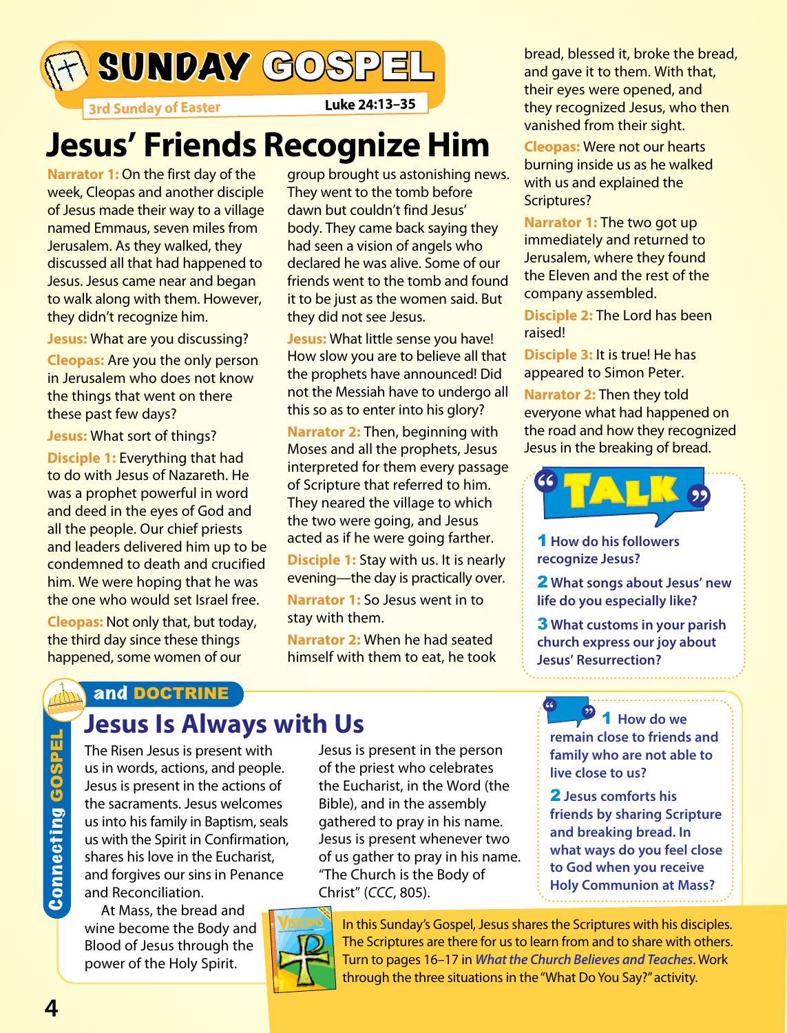# SUNDAY GOSPEL

3rd Sunday of Easter — Luke 24:13–35

## Jesus' Friends Recognize Him

**Narrator 1:** On the first day of the week, Cleopas and another disciple of Jesus made their way to a village named Emmaus, seven miles from Jerusalem. As they walked, they discussed all that had happened to Jesus. Jesus came near and began to walk along with them. However, they didn't recognize him.

**Jesus:** What are you discussing?

**Cleopas:** Are you the only person in Jerusalem who does not know the things that went on there these past few days?

**Jesus:** What sort of things?

**Disciple 1:** Everything that had to do with Jesus of Nazareth. He was a prophet powerful in word and deed in the eyes of God and all the people. Our chief priests and leaders delivered him up to be condemned to death and crucified him. We were hoping that he was the one who would set Israel free.

**Cleopas:** Not only that, but today, the third day since these things happened, some women of our group brought us astonishing news. They went to the tomb before dawn but couldn't find Jesus' body. They came back saying they had seen a vision of angels who declared he was alive. Some of our friends went to the tomb and found it to be just as the women said. But they did not see Jesus.

**Jesus:** What little sense you have! How slow you are to believe all that the prophets have announced! Did not the Messiah have to undergo all this so as to enter into his glory?

**Narrator 2:** Then, beginning with Moses and all the prophets, Jesus interpreted for them every passage of Scripture that referred to him. They neared the village to which the two were going, and Jesus acted as if he were going farther.

**Disciple 1:** Stay with us. It is nearly evening—the day is practically over.

**Narrator 1:** So Jesus went in to stay with them.

**Narrator 2:** When he had seated himself with them to eat, he took bread, blessed it, broke the bread, and gave it to them. With that, their eyes were opened, and they recognized Jesus, who then vanished from their sight.

**Cleopas:** Were not our hearts burning inside us as he walked with us and explained the Scriptures?

**Narrator 1:** The two got up immediately and returned to Jerusalem, where they found the Eleven and the rest of the company assembled.

**Disciple 2:** The Lord has been raised!

**Disciple 3:** It is true! He has appeared to Simon Peter.

**Narrator 2:** Then they told everyone what had happened on the road and how they recognized Jesus in the breaking of bread.

### TALK

**1** How do his followers recognize Jesus?

**2** What songs about Jesus' new life do you especially like?

**3** What customs in your parish church express our joy about Jesus' Resurrection?

# Connecting GOSPEL and DOCTRINE

## Jesus Is Always with Us

The Risen Jesus is present with us in words, actions, and people. Jesus is present in the actions of the sacraments. Jesus welcomes us into his family in Baptism, seals us with the Spirit in Confirmation, shares his love in the Eucharist, and forgives our sins in Penance and Reconciliation.

At Mass, the bread and wine become the Body and Blood of Jesus through the power of the Holy Spirit. Jesus is present in the person of the priest who celebrates the Eucharist, in the Word (the Bible), and in the assembly gathered to pray in his name. Jesus is present whenever two of us gather to pray in his name. "The Church is the Body of Christ" (*CCC*, 805).

**1** How do we remain close to friends and family who are not able to live close to us?

**2** Jesus comforts his friends by sharing Scripture and breaking bread. In what ways do you feel close to God when you receive Holy Communion at Mass?

In this Sunday's Gospel, Jesus shares the Scriptures with his disciples. The Scriptures are there for us to learn from and to share with others. Turn to pages 16–17 in *What the Church Believes and Teaches*. Work through the three situations in the "What Do You Say?" activity.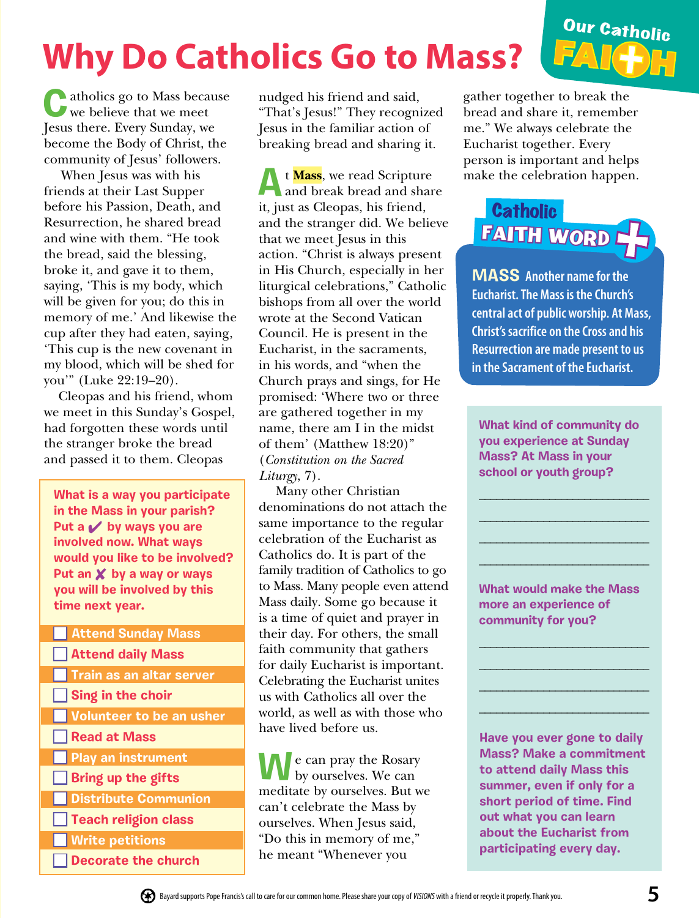# Why Do Catholics Go to Mass?

Our Catholic FAITH

Catholics go to Mass because we believe that we meet Jesus there. Every Sunday, we become the Body of Christ, the community of Jesus' followers.

When Jesus was with his friends at their Last Supper before his Passion, Death, and Resurrection, he shared bread and wine with them. "He took the bread, said the blessing, broke it, and gave it to them, saying, 'This is my body, which will be given for you; do this in memory of me.' And likewise the cup after they had eaten, saying, 'This cup is the new covenant in my blood, which will be shed for you'" (Luke 22:19–20).

Cleopas and his friend, whom we meet in this Sunday's Gospel, had forgotten these words until the stranger broke the bread and passed it to them. Cleopas nudged his friend and said, "That's Jesus!" They recognized Jesus in the familiar action of breaking bread and sharing it.

At **Mass**, we read Scripture and break bread and share it, just as Cleopas, his friend, and the stranger did. We believe that we meet Jesus in this action. "Christ is always present in His Church, especially in her liturgical celebrations," Catholic bishops from all over the world wrote at the Second Vatican Council. He is present in the Eucharist, in the sacraments, in his words, and "when the Church prays and sings, for He promised: 'Where two or three are gathered together in my name, there am I in the midst of them' (Matthew 18:20)" (*Constitution on the Sacred Liturgy*, 7).

Many other Christian denominations do not attach the same importance to the regular celebration of the Eucharist as Catholics do. It is part of the family tradition of Catholics to go to Mass. Many people even attend Mass daily. Some go because it is a time of quiet and prayer in their day. For others, the small faith community that gathers for daily Eucharist is important. Celebrating the Eucharist unites us with Catholics all over the world, as well as with those who have lived before us.

We can pray the Rosary by ourselves. We can meditate by ourselves. But we can't celebrate the Mass by ourselves. When Jesus said, "Do this in memory of me," he meant "Whenever you gather together to break the bread and share it, remember me." We always celebrate the Eucharist together. Every person is important and helps make the celebration happen.

**What is a way you participate in the Mass in your parish? Put a ✔ by ways you are involved now. What ways would you like to be involved? Put an ✘ by a way or ways you will be involved by this time next year.**

- ☐ Attend Sunday Mass
- ☐ Attend daily Mass
- ☐ Train as an altar server
- ☐ Sing in the choir
- ☐ Volunteer to be an usher
- ☐ Read at Mass
- ☐ Play an instrument
- ☐ Bring up the gifts
- ☐ Distribute Communion
- ☐ Teach religion class
- ☐ Write petitions
- ☐ Decorate the church

## Catholic FAITH WORD

**MASS** Another name for the Eucharist. The Mass is the Church's central act of public worship. At Mass, Christ's sacrifice on the Cross and his Resurrection are made present to us in the Sacrament of the Eucharist.

**What kind of community do you experience at Sunday Mass? At Mass in your school or youth group?**

\_\_\_\_\_\_\_\_\_\_\_\_\_\_\_\_\_\_\_\_\_\_\_\_\_\_

\_\_\_\_\_\_\_\_\_\_\_\_\_\_\_\_\_\_\_\_\_\_\_\_\_\_

\_\_\_\_\_\_\_\_\_\_\_\_\_\_\_\_\_\_\_\_\_\_\_\_\_\_

\_\_\_\_\_\_\_\_\_\_\_\_\_\_\_\_\_\_\_\_\_\_\_\_\_\_

**What would make the Mass more an experience of community for you?**

\_\_\_\_\_\_\_\_\_\_\_\_\_\_\_\_\_\_\_\_\_\_\_\_\_\_

\_\_\_\_\_\_\_\_\_\_\_\_\_\_\_\_\_\_\_\_\_\_\_\_\_\_

\_\_\_\_\_\_\_\_\_\_\_\_\_\_\_\_\_\_\_\_\_\_\_\_\_\_

\_\_\_\_\_\_\_\_\_\_\_\_\_\_\_\_\_\_\_\_\_\_\_\_\_\_

**Have you ever gone to daily Mass? Make a commitment to attend daily Mass this summer, even if only for a short period of time. Find out what you can learn about the Eucharist from participating every day.**

Bayard supports Pope Francis's call to care for our common home. Please share your copy of *VISIONS* with a friend or recycle it properly. Thank you.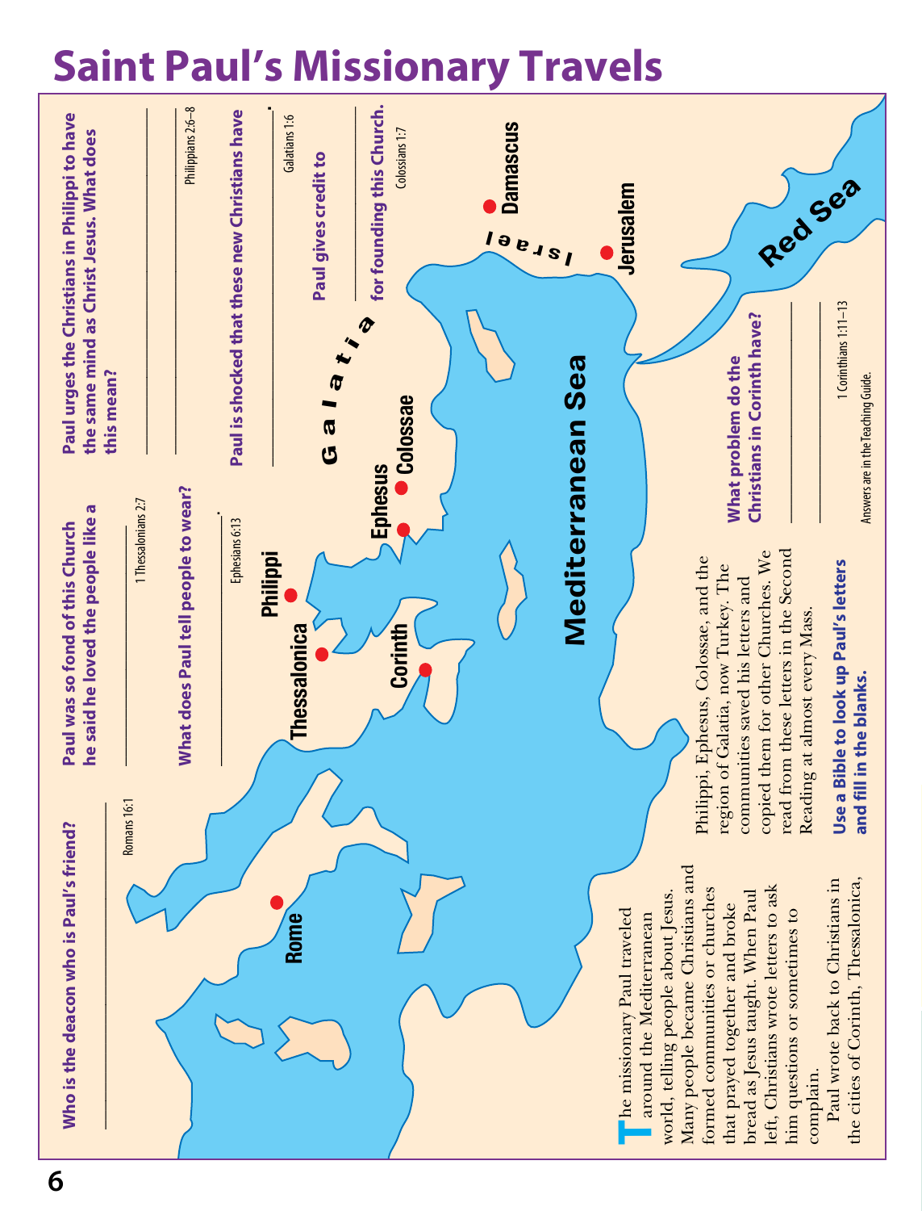# Saint Paul's Missionary Travels

The missionary Paul traveled around the Mediterranean world, telling people about Jesus. Many people became Christians and formed communities or churches that prayed together and broke bread as Jesus taught. When Paul left, Christians wrote letters to ask him questions or sometimes to complain.

Paul wrote back to Christians in the cities of Corinth, Thessalonica, Philippi, Ephesus, Colossae, and the region of Galatia, now Turkey. The communities saved his letters and copied them for other Churches. We read from these letters in the Second Reading at almost every Mass.

**Use a Bible to look up Paul's letters and fill in the blanks.**

**Who is the deacon who is Paul's friend?**

______________________ Romans 16:1

**Paul was so fond of this Church he said he loved the people like a**

______________________ 1 Thessalonians 2:7

**What does Paul tell people to wear?**

______________________. Ephesians 6:13

**Paul urges the Christians in Philippi to have the same mind as Christ Jesus. What does this mean?**

______________________

______________________ Philippians 2:6–8

**Paul is shocked that these new Christians have**

______________________. Galatians 1:6

**Paul gives credit to**

______________________ **for founding this Church.** Colossians 1:7

**What problem do the Christians in Corinth have?**

______________________

______________________ 1 Corinthians 1:11–13

Answers are in the Teaching Guide.

Map labels: Rome, Thessalonica, Philippi, Corinth, Ephesus, Colossae, Galatia, Israel, Damascus, Jerusalem, Mediterranean Sea, Red Sea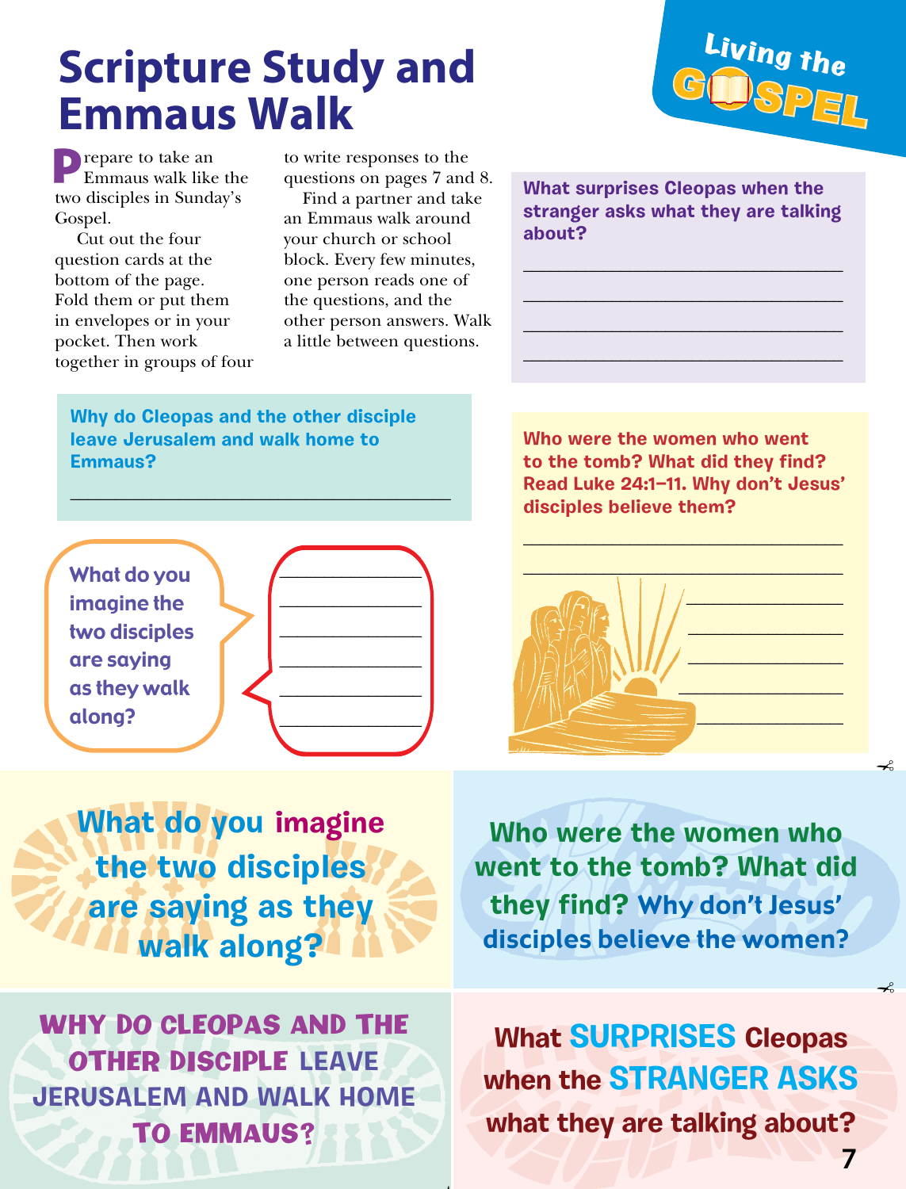# Scripture Study and Emmaus Walk

Living the GOSPEL

Prepare to take an Emmaus walk like the two disciples in Sunday's Gospel.

Cut out the four question cards at the bottom of the page. Fold them or put them in envelopes or in your pocket. Then work together in groups of four to write responses to the questions on pages 7 and 8.

Find a partner and take an Emmaus walk around your church or school block. Every few minutes, one person reads one of the questions, and the other person answers. Walk a little between questions.

**What surprises Cleopas when the stranger asks what they are talking about?**

\_\_\_\_\_\_\_\_\_\_\_\_\_\_\_\_\_\_\_\_\_\_\_\_\_\_\_\_\_\_\_\_

\_\_\_\_\_\_\_\_\_\_\_\_\_\_\_\_\_\_\_\_\_\_\_\_\_\_\_\_\_\_\_\_

\_\_\_\_\_\_\_\_\_\_\_\_\_\_\_\_\_\_\_\_\_\_\_\_\_\_\_\_\_\_\_\_

\_\_\_\_\_\_\_\_\_\_\_\_\_\_\_\_\_\_\_\_\_\_\_\_\_\_\_\_\_\_\_\_

**Why do Cleopas and the other disciple leave Jerusalem and walk home to Emmaus?**

\_\_\_\_\_\_\_\_\_\_\_\_\_\_\_\_\_\_\_\_\_\_\_\_\_\_\_\_\_\_\_\_\_\_\_\_\_\_\_\_

**Who were the women who went to the tomb? What did they find? Read Luke 24:1–11. Why don't Jesus' disciples believe them?**

\_\_\_\_\_\_\_\_\_\_\_\_\_\_\_\_\_\_\_\_\_\_\_\_\_\_\_\_\_\_\_\_

\_\_\_\_\_\_\_\_\_\_\_\_\_\_\_\_\_\_\_\_\_\_\_\_\_\_\_\_\_\_\_\_

\_\_\_\_\_\_\_\_\_\_\_\_\_\_\_\_

\_\_\_\_\_\_\_\_\_\_\_\_\_\_\_\_

\_\_\_\_\_\_\_\_\_\_\_\_\_\_\_\_

\_\_\_\_\_\_\_\_\_\_\_\_\_\_\_\_

\_\_\_\_\_\_\_\_\_\_\_\_\_\_\_\_

**What do you imagine the two disciples are saying as they walk along?**

\_\_\_\_\_\_\_\_\_\_\_\_\_\_\_\_

\_\_\_\_\_\_\_\_\_\_\_\_\_\_\_\_

\_\_\_\_\_\_\_\_\_\_\_\_\_\_\_\_

\_\_\_\_\_\_\_\_\_\_\_\_\_\_\_\_

\_\_\_\_\_\_\_\_\_\_\_\_\_\_\_\_

\_\_\_\_\_\_\_\_\_\_\_\_\_\_\_\_

---

**What do you imagine the two disciples are saying as they walk along?**

**Who were the women who went to the tomb? What did they find? Why don't Jesus' disciples believe the women?**

**WHY DO CLEOPAS AND THE OTHER DISCIPLE LEAVE JERUSALEM AND WALK HOME TO EMMAUS?**

**What SURPRISES Cleopas when the STRANGER ASKS what they are talking about?**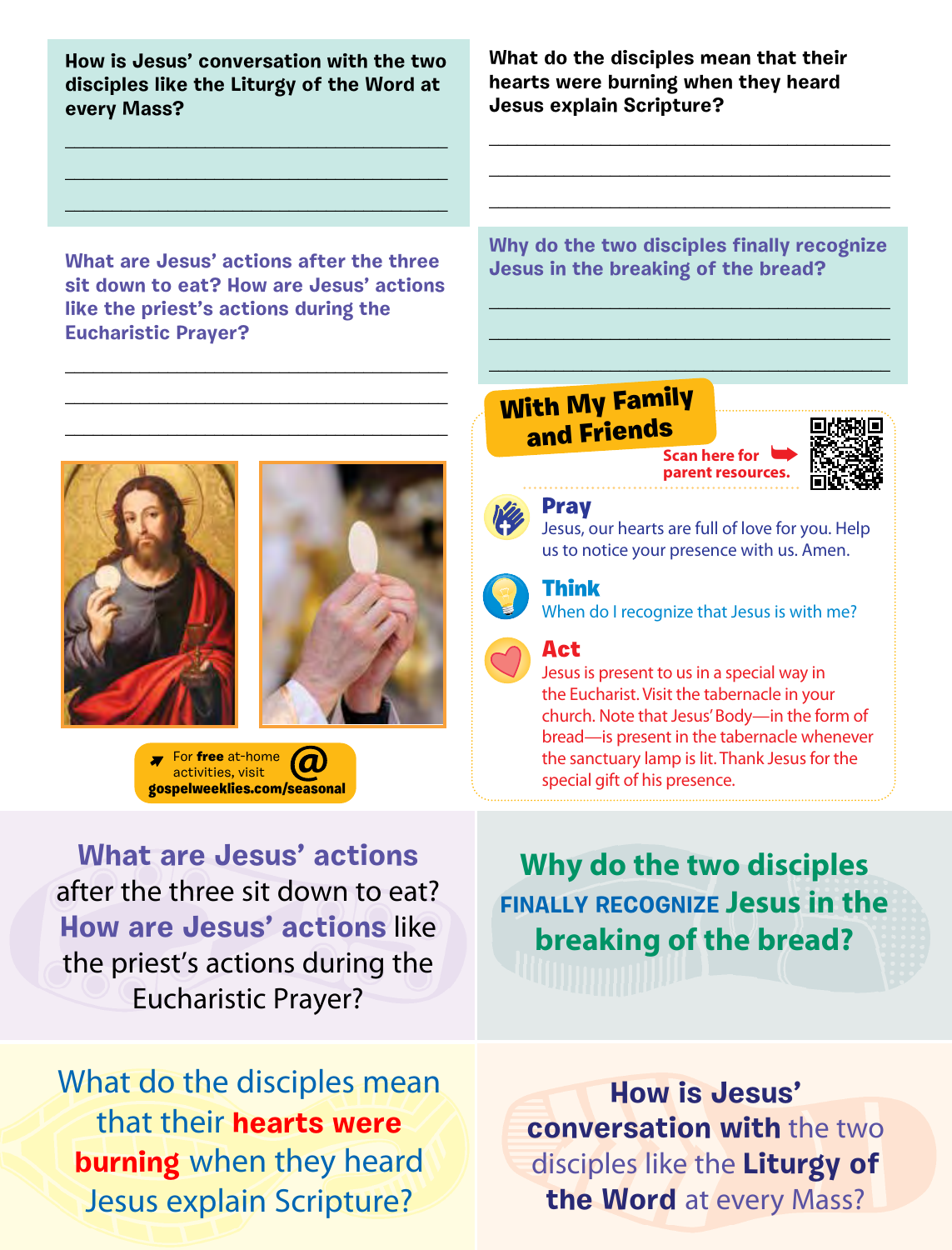**How is Jesus' conversation with the two disciples like the Liturgy of the Word at every Mass?**

___

___

___

**What do the disciples mean that their hearts were burning when they heard Jesus explain Scripture?**

___

___

___

**What are Jesus' actions after the three sit down to eat? How are Jesus' actions like the priest's actions during the Eucharistic Prayer?**

___

___

___

**Why do the two disciples finally recognize Jesus in the breaking of the bread?**

___

___

___

For **free** at-home activities, visit **gospelweeklies.com/seasonal**

## With My Family and Friends

Scan here for parent resources.

### Pray

Jesus, our hearts are full of love for you. Help us to notice your presence with us. Amen.

### Think

When do I recognize that Jesus is with me?

### Act

Jesus is present to us in a special way in the Eucharist. Visit the tabernacle in your church. Note that Jesus' Body—in the form of bread—is present in the tabernacle whenever the sanctuary lamp is lit. Thank Jesus for the special gift of his presence.

**What are Jesus' actions** after the three sit down to eat? **How are Jesus' actions** like the priest's actions during the Eucharistic Prayer?

**Why do the two disciples FINALLY RECOGNIZE Jesus in the breaking of the bread?**

What do the disciples mean that their **hearts were burning** when they heard Jesus explain Scripture?

**How is Jesus' conversation with** the two disciples like the **Liturgy of the Word** at every Mass?